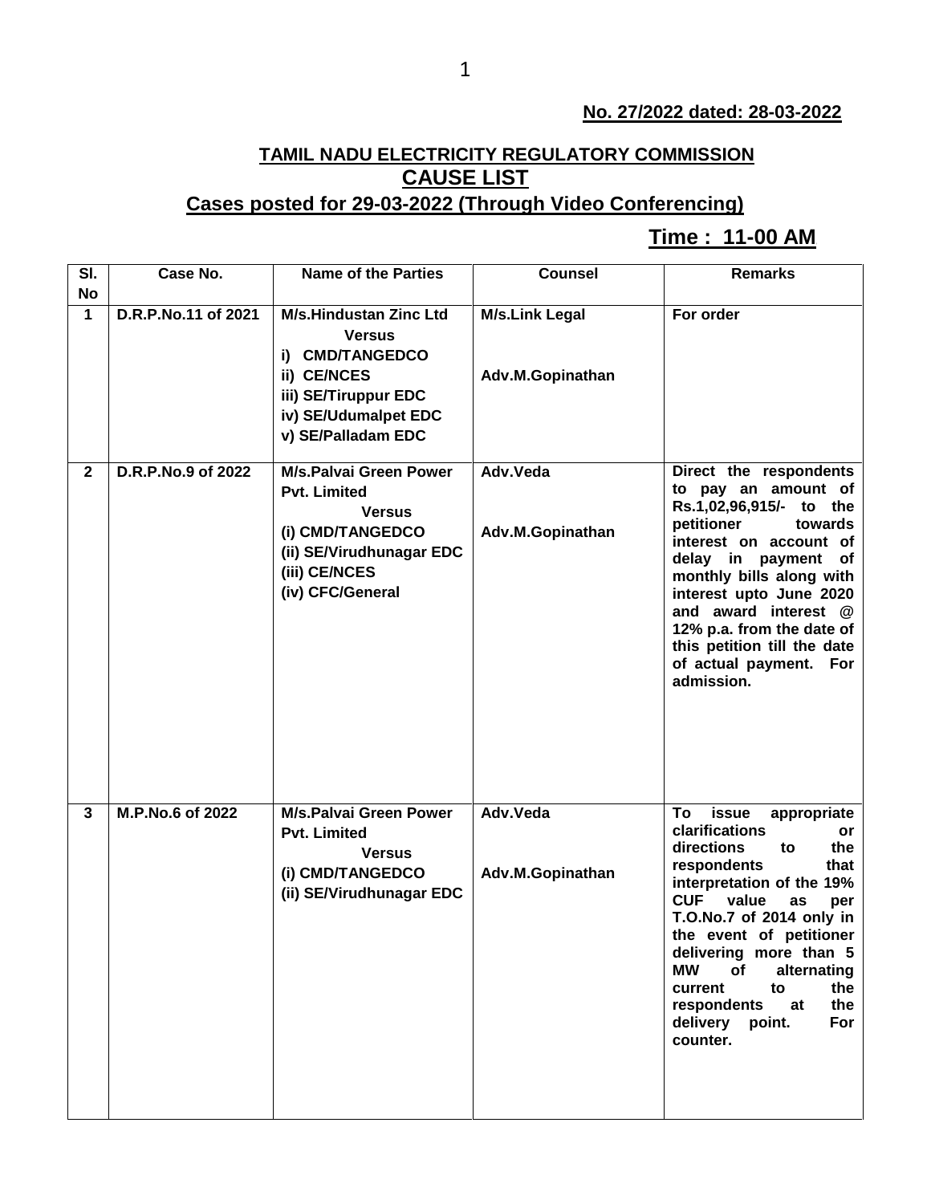**No. 27/2022 dated: 28-03-2022**

## TAMIL NADU ELECTRICITY REGULATORY COMMISSION
## CAUSE LIST
### Cases posted for 29-03-2022 (Through Video Conferencing)

**Time : 11-00 AM**

| Sl. No | Case No. | Name of the Parties | Counsel | Remarks |
|---|---|---|---|---|
| 1 | D.R.P.No.11 of 2021 | M/s.Hindustan Zinc Ltd<br>Versus<br>i) CMD/TANGEDCO<br>ii) CE/NCES<br>iii) SE/Tiruppur EDC<br>iv) SE/Udumalpet EDC<br>v) SE/Palladam EDC | M/s.Link Legal<br><br>Adv.M.Gopinathan | For order |
| 2 | D.R.P.No.9 of 2022 | M/s.Palvai Green Power Pvt. Limited<br>Versus<br>(i) CMD/TANGEDCO<br>(ii) SE/Virudhunagar EDC<br>(iii) CE/NCES<br>(iv) CFC/General | Adv.Veda<br><br>Adv.M.Gopinathan | Direct the respondents to pay an amount of Rs.1,02,96,915/- to the petitioner towards interest on account of delay in payment of monthly bills along with interest upto June 2020 and award interest @ 12% p.a. from the date of this petition till the date of actual payment. For admission. |
| 3 | M.P.No.6 of 2022 | M/s.Palvai Green Power Pvt. Limited<br>Versus<br>(i) CMD/TANGEDCO<br>(ii) SE/Virudhunagar EDC | Adv.Veda<br><br>Adv.M.Gopinathan | To issue appropriate clarifications or directions to the respondents that interpretation of the 19% CUF value as per T.O.No.7 of 2014 only in the event of petitioner delivering more than 5 MW of alternating current to the respondents at the delivery point. For counter. |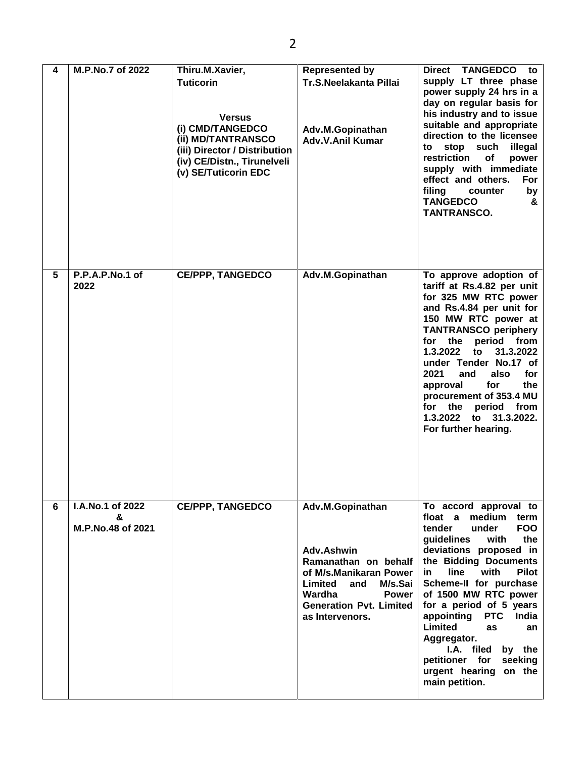| 4 | **M.P.No.7 of 2022** | **Thiru.M.Xavier, Tuticorin**<br><br>**Versus**<br>**(i) CMD/TANGEDCO**<br>**(ii) MD/TANTRANSCO**<br>**(iii) Director / Distribution**<br>**(iv) CE/Distn., Tirunelveli**<br>**(v) SE/Tuticorin EDC** | **Represented by Tr.S.Neelakanta Pillai**<br><br>**Adv.M.Gopinathan**<br>**Adv.V.Anil Kumar** | **Direct TANGEDCO to supply LT three phase power supply 24 hrs in a day on regular basis for his industry and to issue suitable and appropriate direction to the licensee to stop such illegal restriction of power supply with immediate effect and others. For filing counter by TANGEDCO & TANTRANSCO.** |
|---|---|---|---|---|
| 5 | **P.P.A.P.No.1 of 2022** | **CE/PPP, TANGEDCO** | **Adv.M.Gopinathan** | **To approve adoption of tariff at Rs.4.82 per unit for 325 MW RTC power and Rs.4.84 per unit for 150 MW RTC power at TANTRANSCO periphery for the period from 1.3.2022 to 31.3.2022 under Tender No.17 of 2021 and also for approval for the procurement of 353.4 MU for the period from 1.3.2022 to 31.3.2022. For further hearing.** |
| 6 | **I.A.No.1 of 2022 & M.P.No.48 of 2021** | **CE/PPP, TANGEDCO** | **Adv.M.Gopinathan**<br><br>**Adv.Ashwin Ramanathan on behalf of M/s.Manikaran Power Limited and M/s.Sai Wardha Power Generation Pvt. Limited as Intervenors.** | **To accord approval to float a medium term tender under FOO guidelines with the deviations proposed in the Bidding Documents in line with Pilot Scheme-II for purchase of 1500 MW RTC power for a period of 5 years appointing PTC India Limited as an Aggregator.**<br>**I.A. filed by the petitioner for seeking urgent hearing on the main petition.** |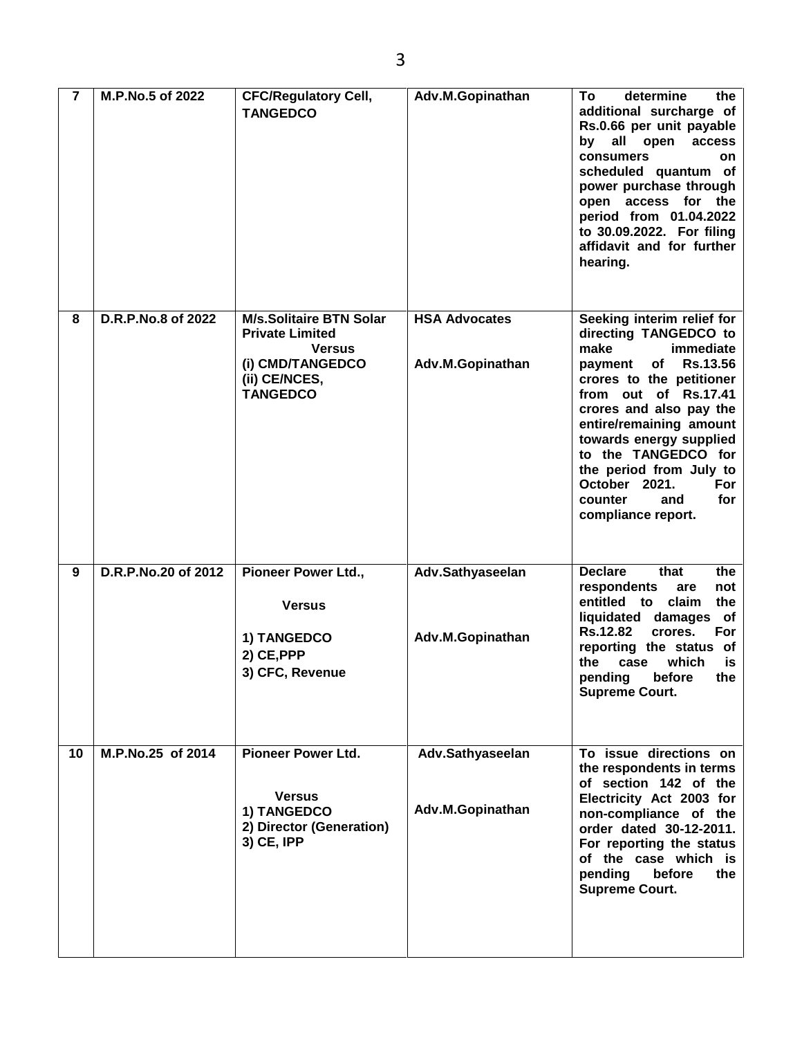| 7 | M.P.No.5 of 2022 | CFC/Regulatory Cell, TANGEDCO | Adv.M.Gopinathan | To determine the additional surcharge of Rs.0.66 per unit payable by all open access consumers on scheduled quantum of power purchase through open access for the period from 01.04.2022 to 30.09.2022. For filing affidavit and for further hearing. |
|---|---|---|---|---|
| 8 | D.R.P.No.8 of 2022 | M/s.Solitaire BTN Solar Private Limited<br>Versus<br>(i) CMD/TANGEDCO<br>(ii) CE/NCES, TANGEDCO | HSA Advocates<br><br>Adv.M.Gopinathan | Seeking interim relief for directing TANGEDCO to make immediate payment of Rs.13.56 crores to the petitioner from out of Rs.17.41 crores and also pay the entire/remaining amount towards energy supplied to the TANGEDCO for the period from July to October 2021. For counter and for compliance report. |
| 9 | D.R.P.No.20 of 2012 | Pioneer Power Ltd.,<br><br>Versus<br><br>1) TANGEDCO<br>2) CE,PPP<br>3) CFC, Revenue | Adv.Sathyaseelan<br><br>Adv.M.Gopinathan | Declare that the respondents are not entitled to claim the liquidated damages of Rs.12.82 crores. For reporting the status of the case which is pending before the Supreme Court. |
| 10 | M.P.No.25 of 2014 | Pioneer Power Ltd.<br><br>Versus<br>1) TANGEDCO<br>2) Director (Generation)<br>3) CE, IPP | Adv.Sathyaseelan<br><br>Adv.M.Gopinathan | To issue directions on the respondents in terms of section 142 of the Electricity Act 2003 for non-compliance of the order dated 30-12-2011. For reporting the status of the case which is pending before the Supreme Court. |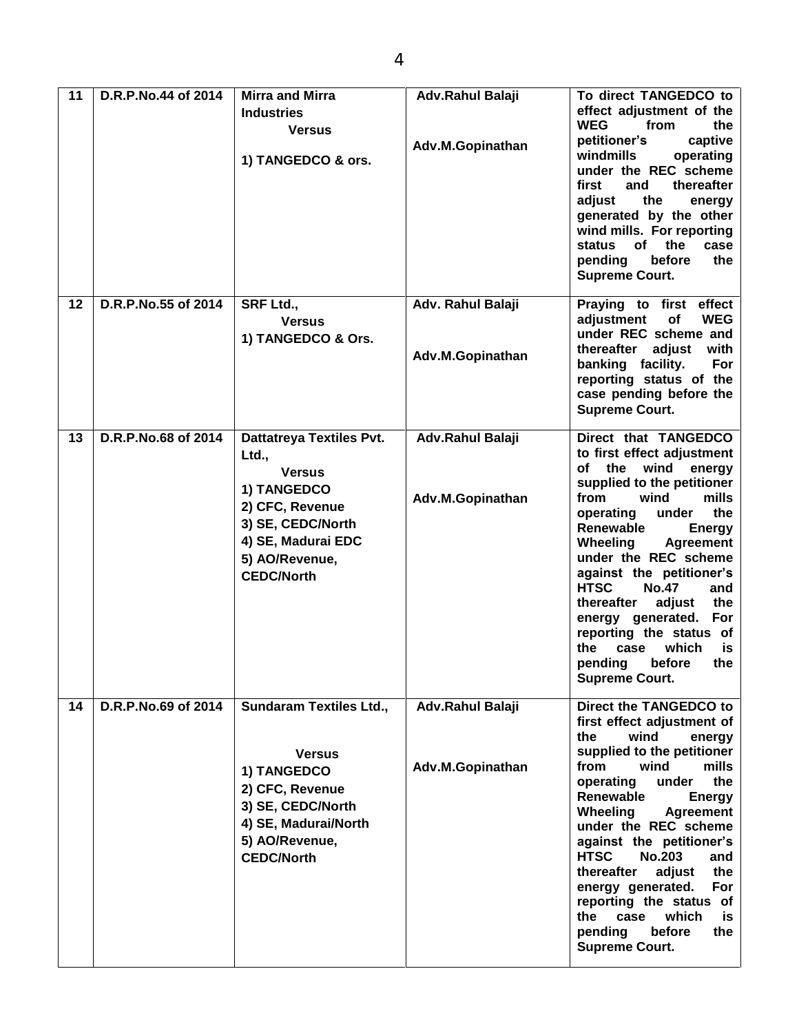| 11 | D.R.P.No.44 of 2014 | **Mirra and Mirra Industries** **Versus** **1) TANGEDCO & ors.** | **Adv.Rahul Balaji** **Adv.M.Gopinathan** | **To direct TANGEDCO to effect adjustment of the WEG from the petitioner's captive windmills operating under the REC scheme first and thereafter adjust the energy generated by the other wind mills. For reporting status of the case pending before the Supreme Court.** |
|---|---|---|---|---|
| 12 | D.R.P.No.55 of 2014 | **SRF Ltd.,** **Versus** **1) TANGEDCO & Ors.** | **Adv. Rahul Balaji** **Adv.M.Gopinathan** | **Praying to first effect adjustment of WEG under REC scheme and thereafter adjust with banking facility. For reporting status of the case pending before the Supreme Court.** |
| 13 | D.R.P.No.68 of 2014 | **Dattatreya Textiles Pvt. Ltd.,** **Versus** **1) TANGEDCO** **2) CFC, Revenue** **3) SE, CEDC/North** **4) SE, Madurai EDC** **5) AO/Revenue, CEDC/North** | **Adv.Rahul Balaji** **Adv.M.Gopinathan** | **Direct that TANGEDCO to first effect adjustment of the wind energy supplied to the petitioner from wind mills operating under the Renewable Energy Wheeling Agreement under the REC scheme against the petitioner's HTSC No.47 and thereafter adjust the energy generated. For reporting the status of the case which is pending before the Supreme Court.** |
| 14 | D.R.P.No.69 of 2014 | **Sundaram Textiles Ltd.,** **Versus** **1) TANGEDCO** **2) CFC, Revenue** **3) SE, CEDC/North** **4) SE, Madurai/North** **5) AO/Revenue, CEDC/North** | **Adv.Rahul Balaji** **Adv.M.Gopinathan** | **Direct the TANGEDCO to first effect adjustment of the wind energy supplied to the petitioner from wind mills operating under the Renewable Energy Wheeling Agreement under the REC scheme against the petitioner's HTSC No.203 and thereafter adjust the energy generated. For reporting the status of the case which is pending before the Supreme Court.** |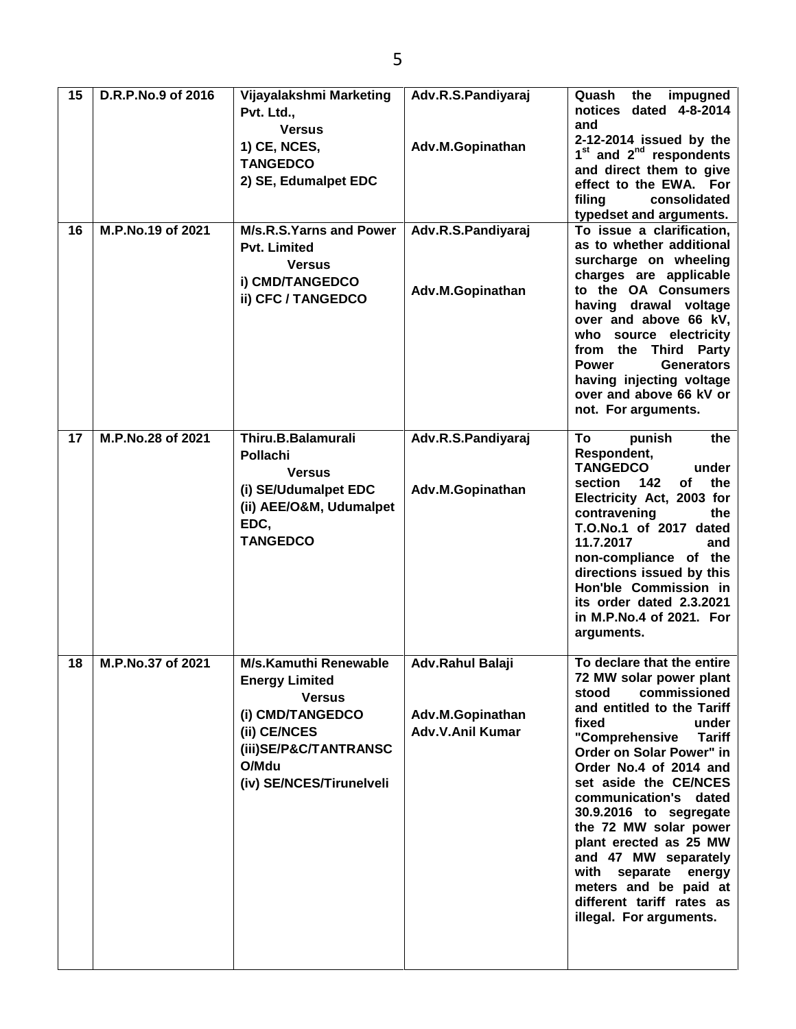| 15 | D.R.P.No.9 of 2016 | Vijayalakshmi Marketing Pvt. Ltd., Versus 1) CE, NCES, TANGEDCO 2) SE, Edumalpet EDC | Adv.R.S.Pandiyaraj Adv.M.Gopinathan | Quash the impugned notices dated 4-8-2014 and 2-12-2014 issued by the 1st and 2nd respondents and direct them to give effect to the EWA. For filing consolidated typedset and arguments. |
|---|---|---|---|---|
| 16 | M.P.No.19 of 2021 | M/s.R.S.Yarns and Power Pvt. Limited Versus i) CMD/TANGEDCO ii) CFC / TANGEDCO | Adv.R.S.Pandiyaraj Adv.M.Gopinathan | To issue a clarification, as to whether additional surcharge on wheeling charges are applicable to the OA Consumers having drawal voltage over and above 66 kV, who source electricity from the Third Party Power Generators having injecting voltage over and above 66 kV or not. For arguments. |
| 17 | M.P.No.28 of 2021 | Thiru.B.Balamurali Pollachi Versus (i) SE/Udumalpet EDC (ii) AEE/O&M, Udumalpet EDC, TANGEDCO | Adv.R.S.Pandiyaraj Adv.M.Gopinathan | To punish the Respondent, TANGEDCO under section 142 of the Electricity Act, 2003 for contravening the T.O.No.1 of 2017 dated 11.7.2017 and non-compliance of the directions issued by this Hon'ble Commission in its order dated 2.3.2021 in M.P.No.4 of 2021. For arguments. |
| 18 | M.P.No.37 of 2021 | M/s.Kamuthi Renewable Energy Limited Versus (i) CMD/TANGEDCO (ii) CE/NCES (iii)SE/P&C/TANTRANSCO/Mdu (iv) SE/NCES/Tirunelveli | Adv.Rahul Balaji Adv.M.Gopinathan Adv.V.Anil Kumar | To declare that the entire 72 MW solar power plant stood commissioned and entitled to the Tariff fixed under "Comprehensive Tariff Order on Solar Power" in Order No.4 of 2014 and set aside the CE/NCES communication's dated 30.9.2016 to segregate the 72 MW solar power plant erected as 25 MW and 47 MW separately with separate energy meters and be paid at different tariff rates as illegal. For arguments. |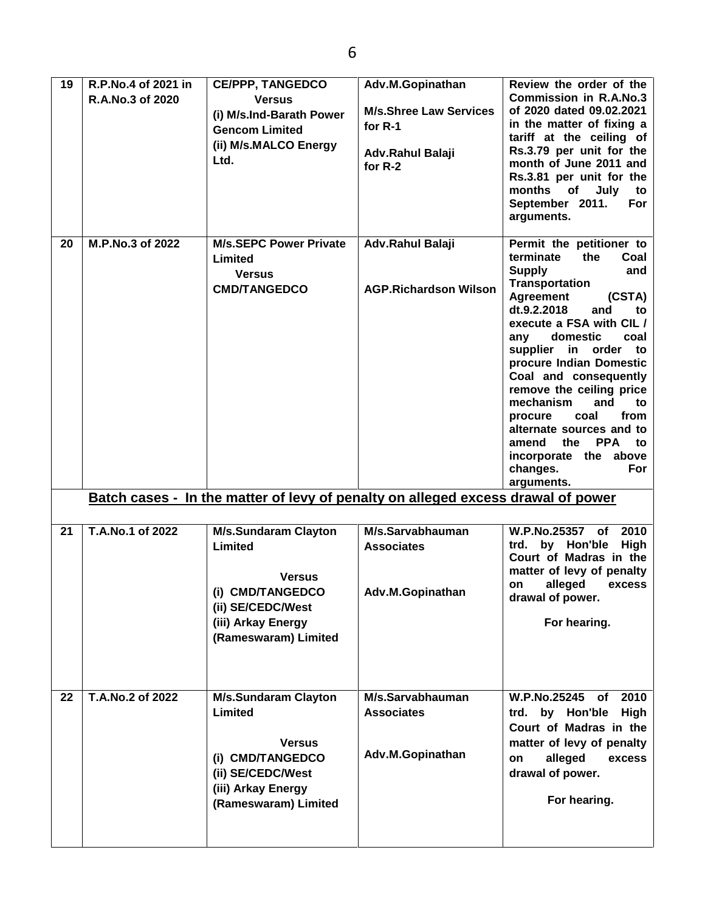| 19 | R.P.No.4 of 2021 in R.A.No.3 of 2020 | CE/PPP, TANGEDCO Versus (i) M/s.Ind-Barath Power Gencom Limited (ii) M/s.MALCO Energy Ltd. | Adv.M.Gopinathan<br>M/s.Shree Law Services for R-1<br>Adv.Rahul Balaji for R-2 | Review the order of the Commission in R.A.No.3 of 2020 dated 09.02.2021 in the matter of fixing a tariff at the ceiling of Rs.3.79 per unit for the month of June 2011 and Rs.3.81 per unit for the months of July to September 2011. For arguments. |
|---|---|---|---|---|
| 20 | M.P.No.3 of 2022 | M/s.SEPC Power Private Limited Versus CMD/TANGEDCO | Adv.Rahul Balaji<br>AGP.Richardson Wilson | Permit the petitioner to terminate the Coal Supply and Transportation Agreement (CSTA) dt.9.2.2018 and to execute a FSA with CIL / any domestic coal supplier in order to procure Indian Domestic Coal and consequently remove the ceiling price mechanism and to procure coal from alternate sources and to amend the PPA to incorporate the above changes. For arguments. |
| | **Batch cases - In the matter of levy of penalty on alleged excess drawal of power** | | | |
| 21 | T.A.No.1 of 2022 | M/s.Sundaram Clayton Limited Versus (i) CMD/TANGEDCO (ii) SE/CEDC/West (iii) Arkay Energy (Rameswaram) Limited | M/s.Sarvabhauman Associates<br>Adv.M.Gopinathan | W.P.No.25357 of 2010 trd. by Hon'ble High Court of Madras in the matter of levy of penalty on alleged excess drawal of power. For hearing. |
| 22 | T.A.No.2 of 2022 | M/s.Sundaram Clayton Limited Versus (i) CMD/TANGEDCO (ii) SE/CEDC/West (iii) Arkay Energy (Rameswaram) Limited | M/s.Sarvabhauman Associates<br>Adv.M.Gopinathan | W.P.No.25245 of 2010 trd. by Hon'ble High Court of Madras in the matter of levy of penalty on alleged excess drawal of power. For hearing. |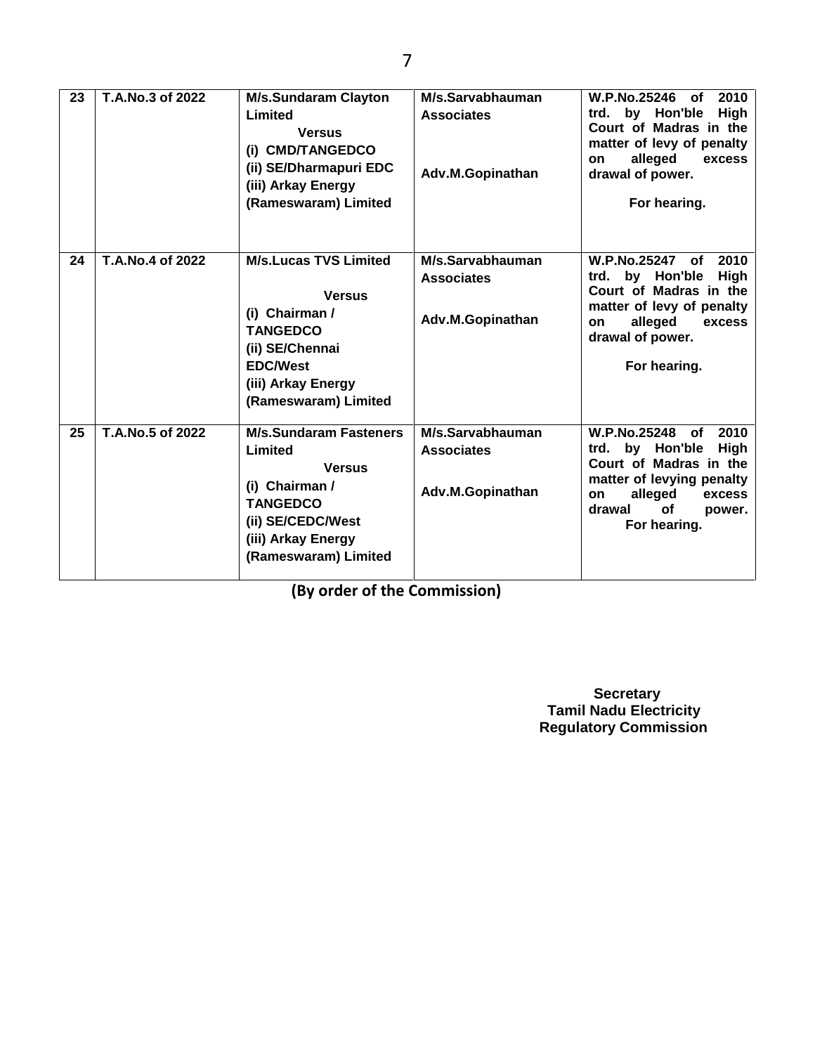| | | | | |
|---|---|---|---|---|
| **23** | **T.A.No.3 of 2022** | **M/s.Sundaram Clayton Limited** <br> **Versus** <br> **(i) CMD/TANGEDCO** <br> **(ii) SE/Dharmapuri EDC** <br> **(iii) Arkay Energy (Rameswaram) Limited** | **M/s.Sarvabhauman Associates** <br> **Adv.M.Gopinathan** | **W.P.No.25246 of 2010 trd. by Hon'ble High Court of Madras in the matter of levy of penalty on alleged excess drawal of power.** <br> **For hearing.** |
| **24** | **T.A.No.4 of 2022** | **M/s.Lucas TVS Limited** <br> **Versus** <br> **(i) Chairman / TANGEDCO** <br> **(ii) SE/Chennai EDC/West** <br> **(iii) Arkay Energy (Rameswaram) Limited** | **M/s.Sarvabhauman Associates** <br> **Adv.M.Gopinathan** | **W.P.No.25247 of 2010 trd. by Hon'ble High Court of Madras in the matter of levy of penalty on alleged excess drawal of power.** <br> **For hearing.** |
| **25** | **T.A.No.5 of 2022** | **M/s.Sundaram Fasteners Limited** <br> **Versus** <br> **(i) Chairman / TANGEDCO** <br> **(ii) SE/CEDC/West** <br> **(iii) Arkay Energy (Rameswaram) Limited** | **M/s.Sarvabhauman Associates** <br> **Adv.M.Gopinathan** | **W.P.No.25248 of 2010 trd. by Hon'ble High Court of Madras in the matter of levying penalty on alleged excess drawal of power.** <br> **For hearing.** |

**(By order of the Commission)**

**Secretary**
**Tamil Nadu Electricity Regulatory Commission**